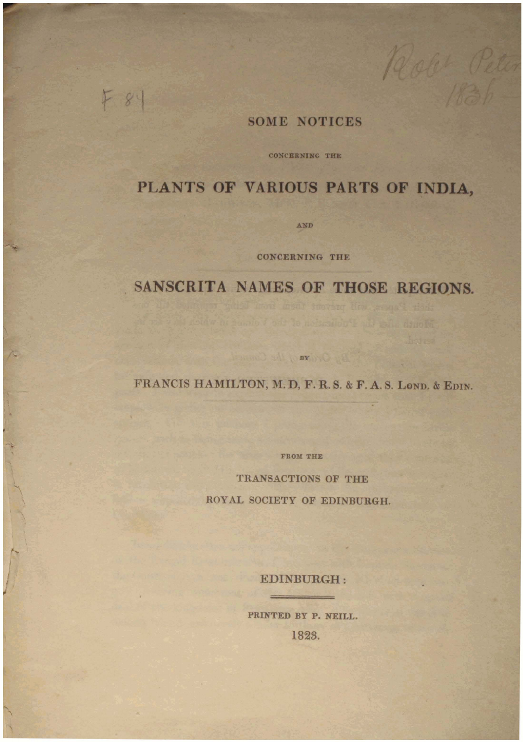F 84

Robt Peter 1836

# SOME NOTICES

CONCERNING THE

# PLANTS OF VARIOUS PARTS OF INDIA,

AND

CONCERNING THE

# SANSCRITA NAMES OF THOSE REGIONS.

BY

FRANCIS HAMILTON, M. D, F. R. S. & F. A. S. LOND. & EDIN.

FROM THE

TRANSACTIONS OF THE

ROYAL SOCIETY OF EDINBURGH.

EDINBURGH:

PRINTED BY P. NEILL.

1823.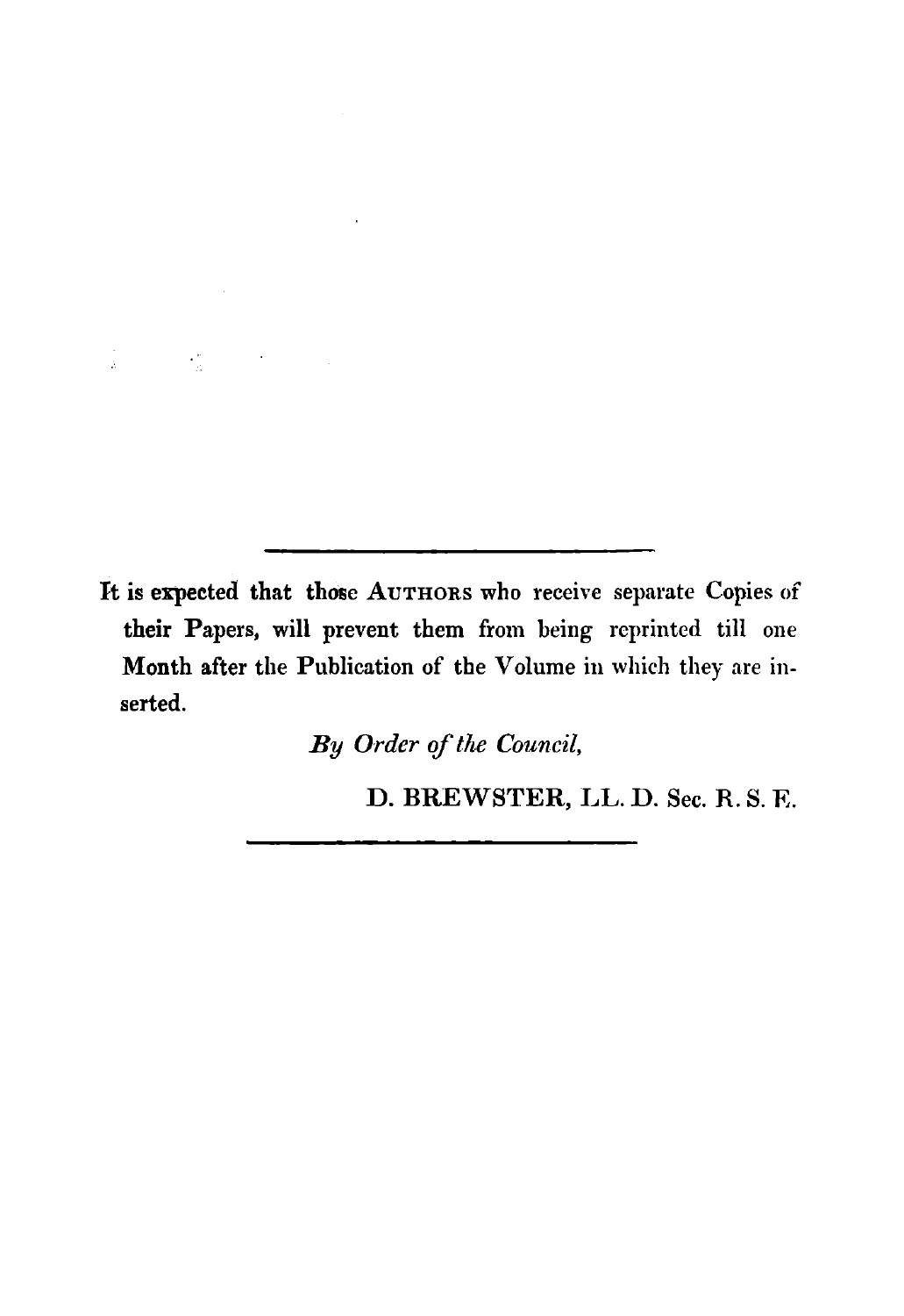---

It is expected that those AUTHORS who receive separate Copies of their Papers, will prevent them from being reprinted till one Month after the Publication of the Volume in which they are inserted.

*By Order of the Council,*

D. BREWSTER, LL. D. Sec. R. S. E.

---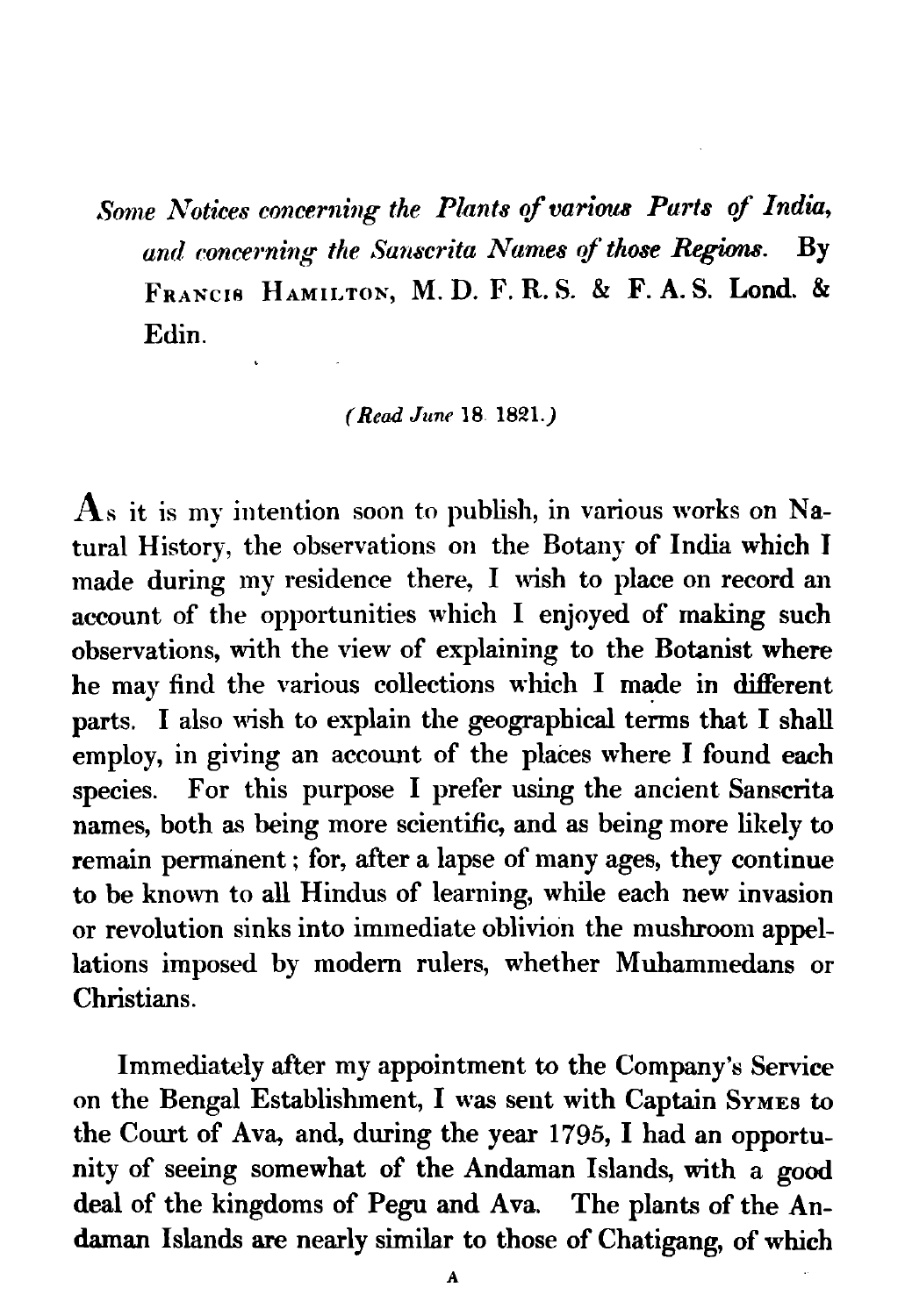*Some Notices concerning the Plants of various Parts of India, and concerning the Sanscrita Names of those Regions.* By FRANCIS HAMILTON, M. D. F. R. S. & F. A. S. Lond. & Edin.

*(Read June 18. 1821.)*

As it is my intention soon to publish, in various works on Natural History, the observations on the Botany of India which I made during my residence there, I wish to place on record an account of the opportunities which I enjoyed of making such observations, with the view of explaining to the Botanist where he may find the various collections which I made in different parts. I also wish to explain the geographical terms that I shall employ, in giving an account of the places where I found each species. For this purpose I prefer using the ancient Sanscrita names, both as being more scientific, and as being more likely to remain permanent; for, after a lapse of many ages, they continue to be known to all Hindus of learning, while each new invasion or revolution sinks into immediate oblivion the mushroom appellations imposed by modern rulers, whether Muhammedans or Christians.

Immediately after my appointment to the Company's Service on the Bengal Establishment, I was sent with Captain SYMES to the Court of Ava, and, during the year 1795, I had an opportunity of seeing somewhat of the Andaman Islands, with a good deal of the kingdoms of Pegu and Ava. The plants of the Andaman Islands are nearly similar to those of Chatigang, of which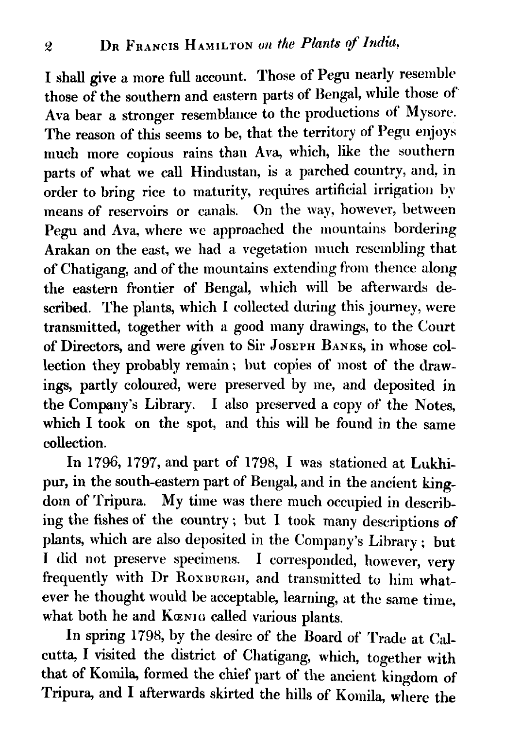I shall give a more full account. Those of Pegu nearly resemble those of the southern and eastern parts of Bengal, while those of Ava bear a stronger resemblance to the productions of Mysore. The reason of this seems to be, that the territory of Pegu enjoys much more copious rains than Ava, which, like the southern parts of what we call Hindustan, is a parched country, and, in order to bring rice to maturity, requires artificial irrigation by means of reservoirs or canals. On the way, however, between Pegu and Ava, where we approached the mountains bordering Arakan on the east, we had a vegetation much resembling that of Chatigang, and of the mountains extending from thence along the eastern frontier of Bengal, which will be afterwards described. The plants, which I collected during this journey, were transmitted, together with a good many drawings, to the Court of Directors, and were given to Sir Joseph Banks, in whose collection they probably remain; but copies of most of the drawings, partly coloured, were preserved by me, and deposited in the Company's Library. I also preserved a copy of the Notes, which I took on the spot, and this will be found in the same collection.

In 1796, 1797, and part of 1798, I was stationed at Lukhipur, in the south-eastern part of Bengal, and in the ancient kingdom of Tripura. My time was there much occupied in describing the fishes of the country; but I took many descriptions of plants, which are also deposited in the Company's Library; but I did not preserve specimens. I corresponded, however, very frequently with Dr Roxburgh, and transmitted to him whatever he thought would be acceptable, learning, at the same time, what both he and Kœnig called various plants.

In spring 1798, by the desire of the Board of Trade at Calcutta, I visited the district of Chatigang, which, together with that of Komila, formed the chief part of the ancient kingdom of Tripura, and I afterwards skirted the hills of Komila, where the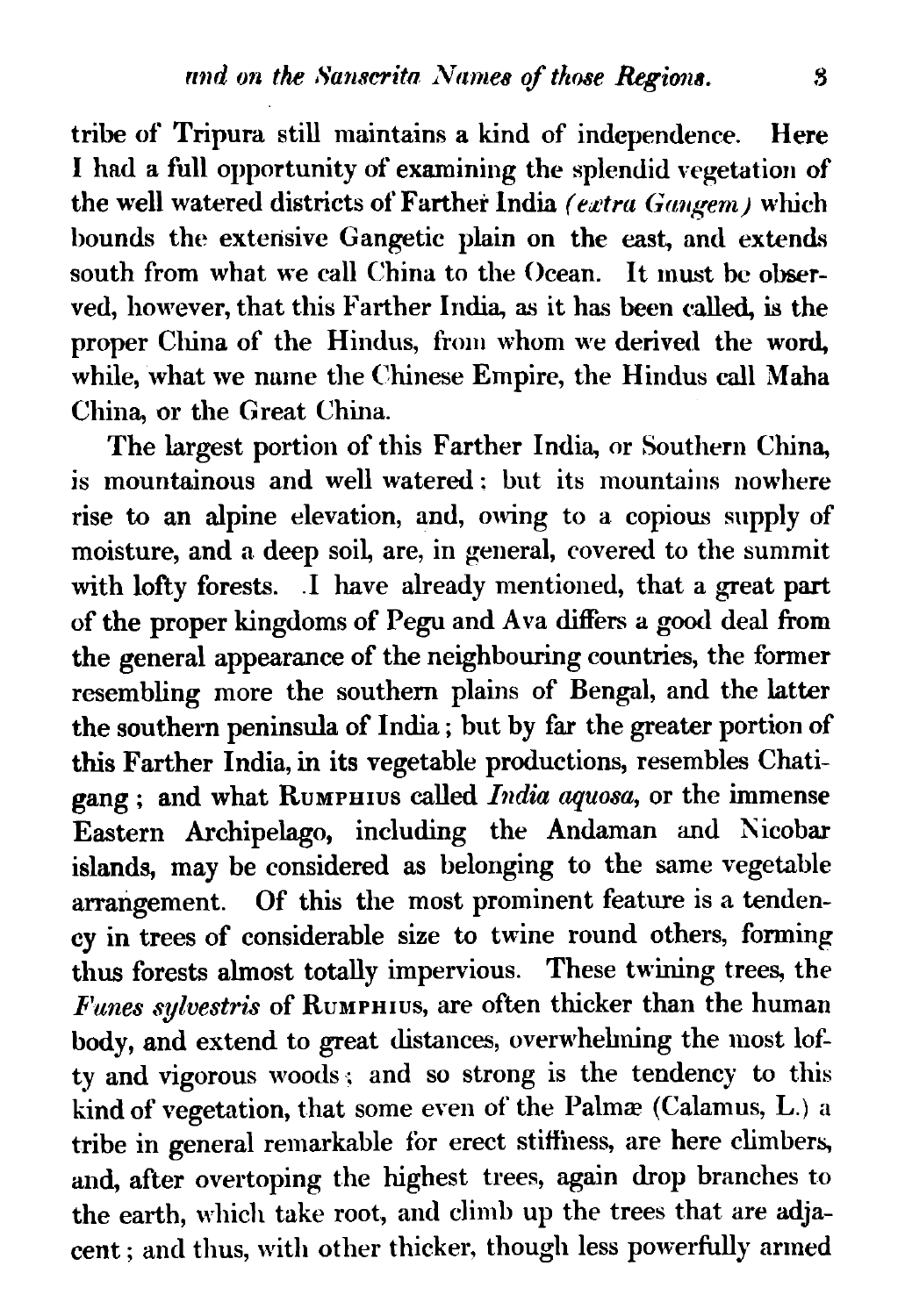tribe of Tripura still maintains a kind of independence. Here I had a full opportunity of examining the splendid vegetation of the well watered districts of Farther India *(extra Gangem)* which bounds the extensive Gangetic plain on the east, and extends south from what we call China to the Ocean. It must be observed, however, that this Farther India, as it has been called, is the proper China of the Hindus, from whom we derived the word, while, what we name the Chinese Empire, the Hindus call Maha China, or the Great China.

The largest portion of this Farther India, or Southern China, is mountainous and well watered: but its mountains nowhere rise to an alpine elevation, and, owing to a copious supply of moisture, and a deep soil, are, in general, covered to the summit with lofty forests. I have already mentioned, that a great part of the proper kingdoms of Pegu and Ava differs a good deal from the general appearance of the neighbouring countries, the former resembling more the southern plains of Bengal, and the latter the southern peninsula of India; but by far the greater portion of this Farther India, in its vegetable productions, resembles Chatigang; and what Rumphius called *India aquosa*, or the immense Eastern Archipelago, including the Andaman and Nicobar islands, may be considered as belonging to the same vegetable arrangement. Of this the most prominent feature is a tendency in trees of considerable size to twine round others, forming thus forests almost totally impervious. These twining trees, the *Funes sylvestris* of Rumphius, are often thicker than the human body, and extend to great distances, overwhelming the most lofty and vigorous woods; and so strong is the tendency to this kind of vegetation, that some even of the Palmæ (Calamus, L.) a tribe in general remarkable for erect stiffness, are here climbers, and, after overtoping the highest trees, again drop branches to the earth, which take root, and climb up the trees that are adjacent; and thus, with other thicker, though less powerfully armed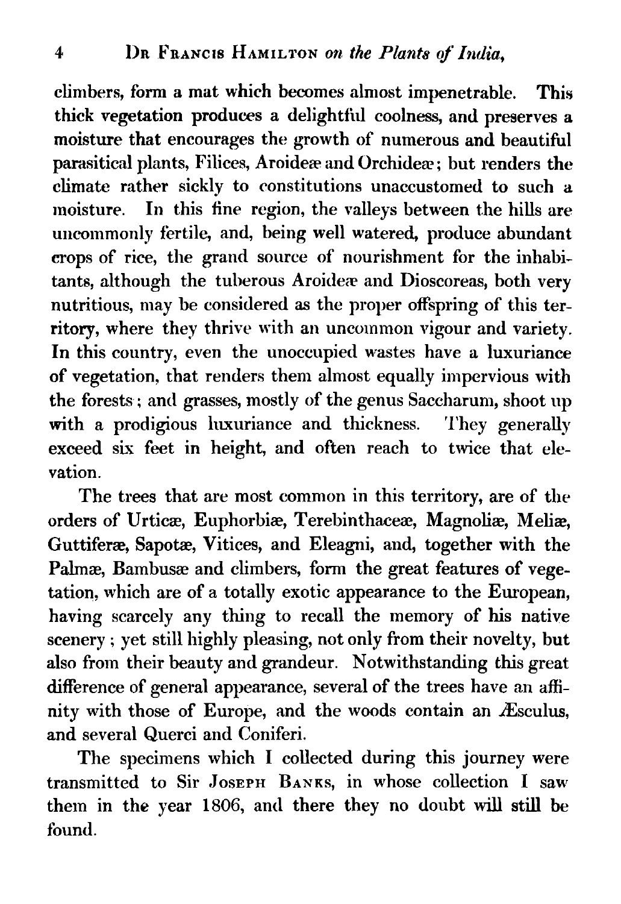climbers, form a mat which becomes almost impenetrable. This thick vegetation produces a delightful coolness, and preserves a moisture that encourages the growth of numerous and beautiful parasitical plants, Filices, Aroideæ and Orchideæ; but renders the climate rather sickly to constitutions unaccustomed to such a moisture. In this fine region, the valleys between the hills are uncommonly fertile, and, being well watered, produce abundant crops of rice, the grand source of nourishment for the inhabitants, although the tuberous Aroideæ and Dioscoreas, both very nutritious, may be considered as the proper offspring of this territory, where they thrive with an uncommon vigour and variety. In this country, even the unoccupied wastes have a luxuriance of vegetation, that renders them almost equally impervious with the forests; and grasses, mostly of the genus Saccharum, shoot up with a prodigious luxuriance and thickness. They generally exceed six feet in height, and often reach to twice that elevation.

The trees that are most common in this territory, are of the orders of Urticæ, Euphorbiæ, Terebinthaceæ, Magnoliæ, Meliæ, Guttiferæ, Sapotæ, Vitices, and Eleagni, and, together with the Palmæ, Bambusæ and climbers, form the great features of vegetation, which are of a totally exotic appearance to the European, having scarcely any thing to recall the memory of his native scenery; yet still highly pleasing, not only from their novelty, but also from their beauty and grandeur. Notwithstanding this great difference of general appearance, several of the trees have an affinity with those of Europe, and the woods contain an Æsculus, and several Querci and Coniferi.

The specimens which I collected during this journey were transmitted to Sir Joseph Banks, in whose collection I saw them in the year 1806, and there they no doubt will still be found.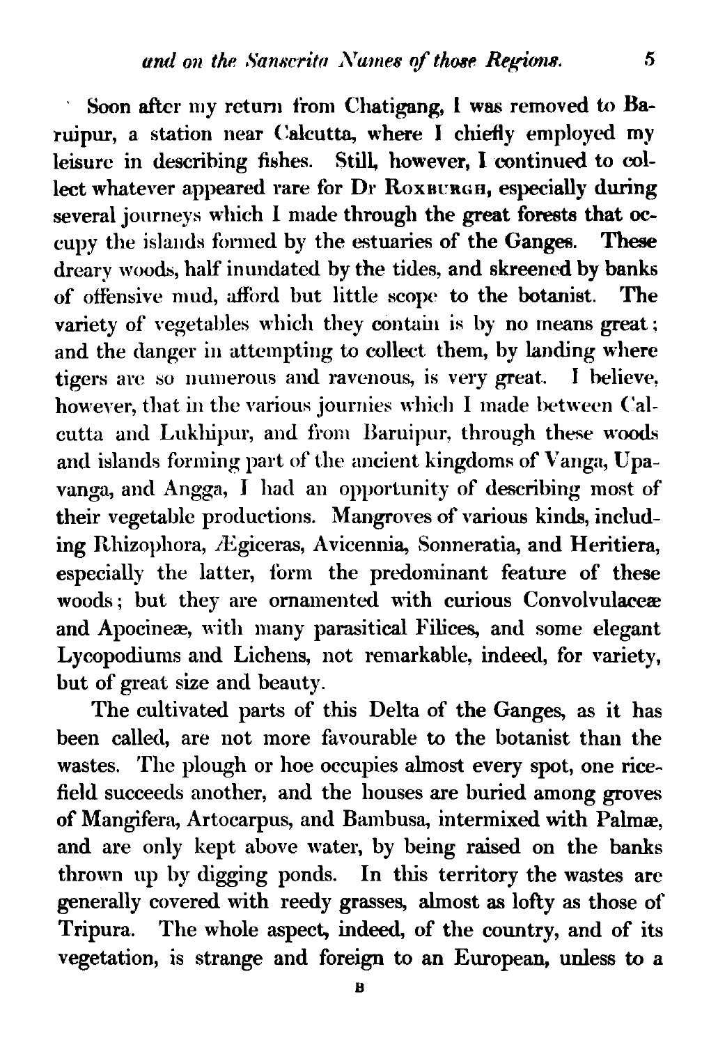Soon after my return from Chatigang, I was removed to Baruipur, a station near Calcutta, where I chiefly employed my leisure in describing fishes. Still, however, I continued to collect whatever appeared rare for Dr Roxburgh, especially during several journeys which I made through the great forests that occupy the islands formed by the estuaries of the Ganges. These dreary woods, half inundated by the tides, and skreened by banks of offensive mud, afford but little scope to the botanist. The variety of vegetables which they contain is by no means great; and the danger in attempting to collect them, by landing where tigers are so numerous and ravenous, is very great. I believe, however, that in the various journies which I made between Calcutta and Lukhipur, and from Baruipur, through these woods and islands forming part of the ancient kingdoms of Vanga, Upavanga, and Angga, I had an opportunity of describing most of their vegetable productions. Mangroves of various kinds, including Rhizophora, Ægiceras, Avicennia, Sonneratia, and Heritiera, especially the latter, form the predominant feature of these woods; but they are ornamented with curious Convolvulaceæ and Apocineæ, with many parasitical Filices, and some elegant Lycopodiums and Lichens, not remarkable, indeed, for variety, but of great size and beauty.

The cultivated parts of this Delta of the Ganges, as it has been called, are not more favourable to the botanist than the wastes. The plough or hoe occupies almost every spot, one rice-field succeeds another, and the houses are buried among groves of Mangifera, Artocarpus, and Bambusa, intermixed with Palmæ, and are only kept above water, by being raised on the banks thrown up by digging ponds. In this territory the wastes are generally covered with reedy grasses, almost as lofty as those of Tripura. The whole aspect, indeed, of the country, and of its vegetation, is strange and foreign to an European, unless to a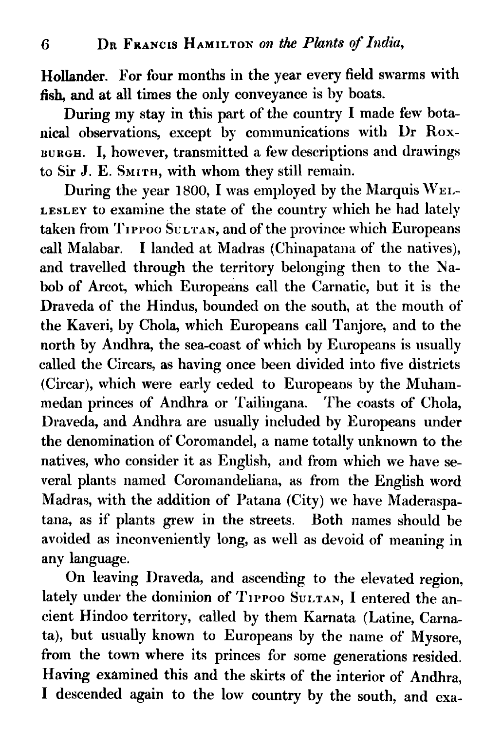Hollander. For four months in the year every field swarms with fish, and at all times the only conveyance is by boats.

During my stay in this part of the country I made few botanical observations, except by communications with Dr Roxburgh. I, however, transmitted a few descriptions and drawings to Sir J. E. Smith, with whom they still remain.

During the year 1800, I was employed by the Marquis Wellesley to examine the state of the country which he had lately taken from Tippoo Sultan, and of the province which Europeans call Malabar. I landed at Madras (Chinapatana of the natives), and travelled through the territory belonging then to the Nabob of Arcot, which Europeans call the Carnatic, but it is the Draveda of the Hindus, bounded on the south, at the mouth of the Kaveri, by Chola, which Europeans call Tanjore, and to the north by Andhra, the sea-coast of which by Europeans is usually called the Circars, as having once been divided into five districts (Circar), which were early ceded to Europeans by the Muhammedan princes of Andhra or Tailingana. The coasts of Chola, Draveda, and Andhra are usually included by Europeans under the denomination of Coromandel, a name totally unknown to the natives, who consider it as English, and from which we have several plants named Coromandeliana, as from the English word Madras, with the addition of Patana (City) we have Maderaspatana, as if plants grew in the streets. Both names should be avoided as inconveniently long, as well as devoid of meaning in any language.

On leaving Draveda, and ascending to the elevated region, lately under the dominion of Tippoo Sultan, I entered the ancient Hindoo territory, called by them Karnata (Latine, Carnata), but usually known to Europeans by the name of Mysore, from the town where its princes for some generations resided. Having examined this and the skirts of the interior of Andhra, I descended again to the low country by the south, and exa-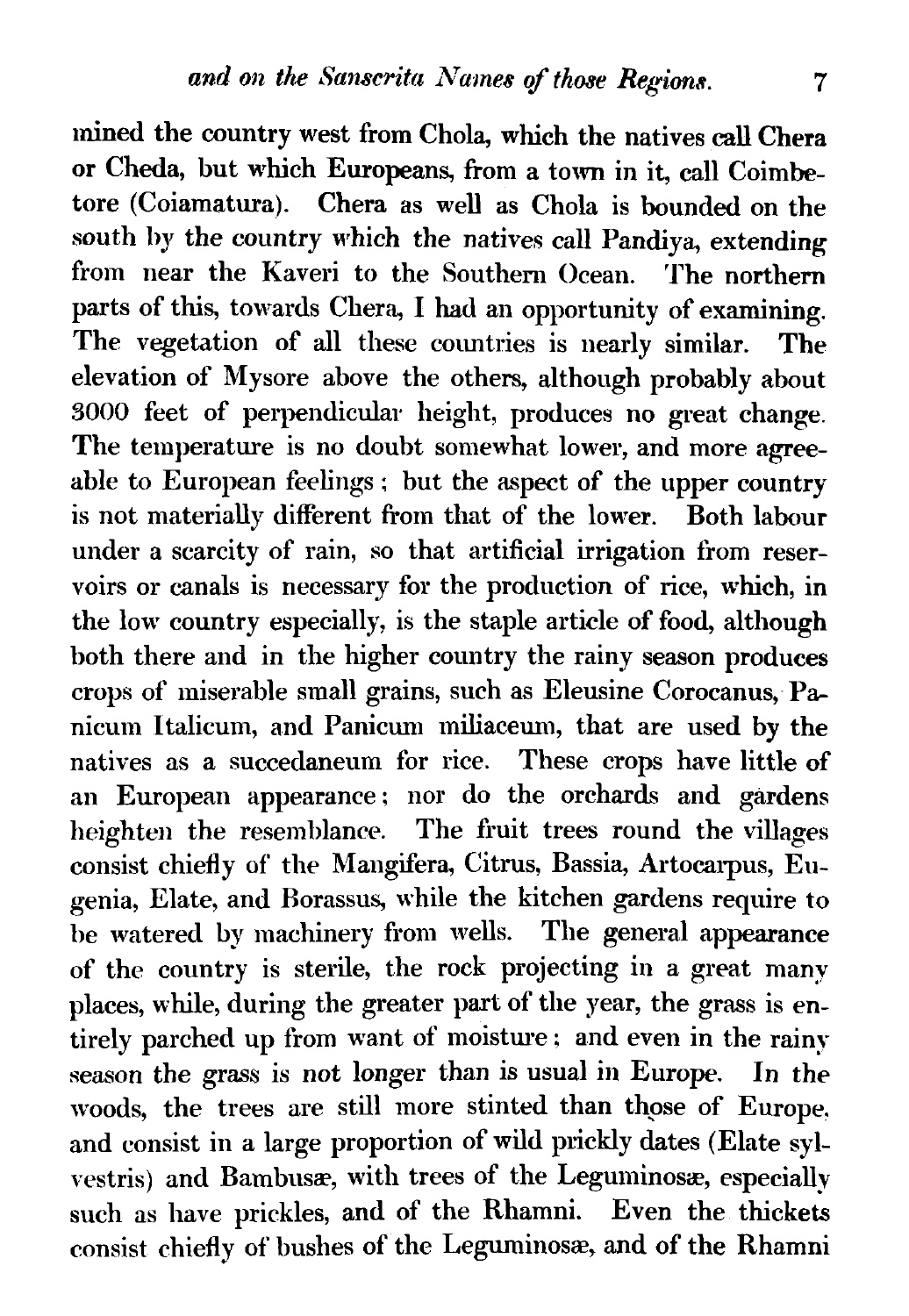mined the country west from Chola, which the natives call Chera or Cheda, but which Europeans, from a town in it, call Coimbetore (Coiamatura). Chera as well as Chola is bounded on the south by the country which the natives call Pandiya, extending from near the Kaveri to the Southern Ocean. The northern parts of this, towards Chera, I had an opportunity of examining. The vegetation of all these countries is nearly similar. The elevation of Mysore above the others, although probably about 3000 feet of perpendicular height, produces no great change. The temperature is no doubt somewhat lower, and more agreeable to European feelings; but the aspect of the upper country is not materially different from that of the lower. Both labour under a scarcity of rain, so that artificial irrigation from reservoirs or canals is necessary for the production of rice, which, in the low country especially, is the staple article of food, although both there and in the higher country the rainy season produces crops of miserable small grains, such as Eleusine Corocanus, Panicum Italicum, and Panicum miliaceum, that are used by the natives as a succedaneum for rice. These crops have little of an European appearance; nor do the orchards and gardens heighten the resemblance. The fruit trees round the villages consist chiefly of the Mangifera, Citrus, Bassia, Artocarpus, Eugenia, Elate, and Borassus, while the kitchen gardens require to be watered by machinery from wells. The general appearance of the country is sterile, the rock projecting in a great many places, while, during the greater part of the year, the grass is entirely parched up from want of moisture; and even in the rainy season the grass is not longer than is usual in Europe. In the woods, the trees are still more stinted than those of Europe, and consist in a large proportion of wild prickly dates (Elate sylvestris) and Bambusæ, with trees of the Leguminosæ, especially such as have prickles, and of the Rhamni. Even the thickets consist chiefly of bushes of the Leguminosæ, and of the Rhamni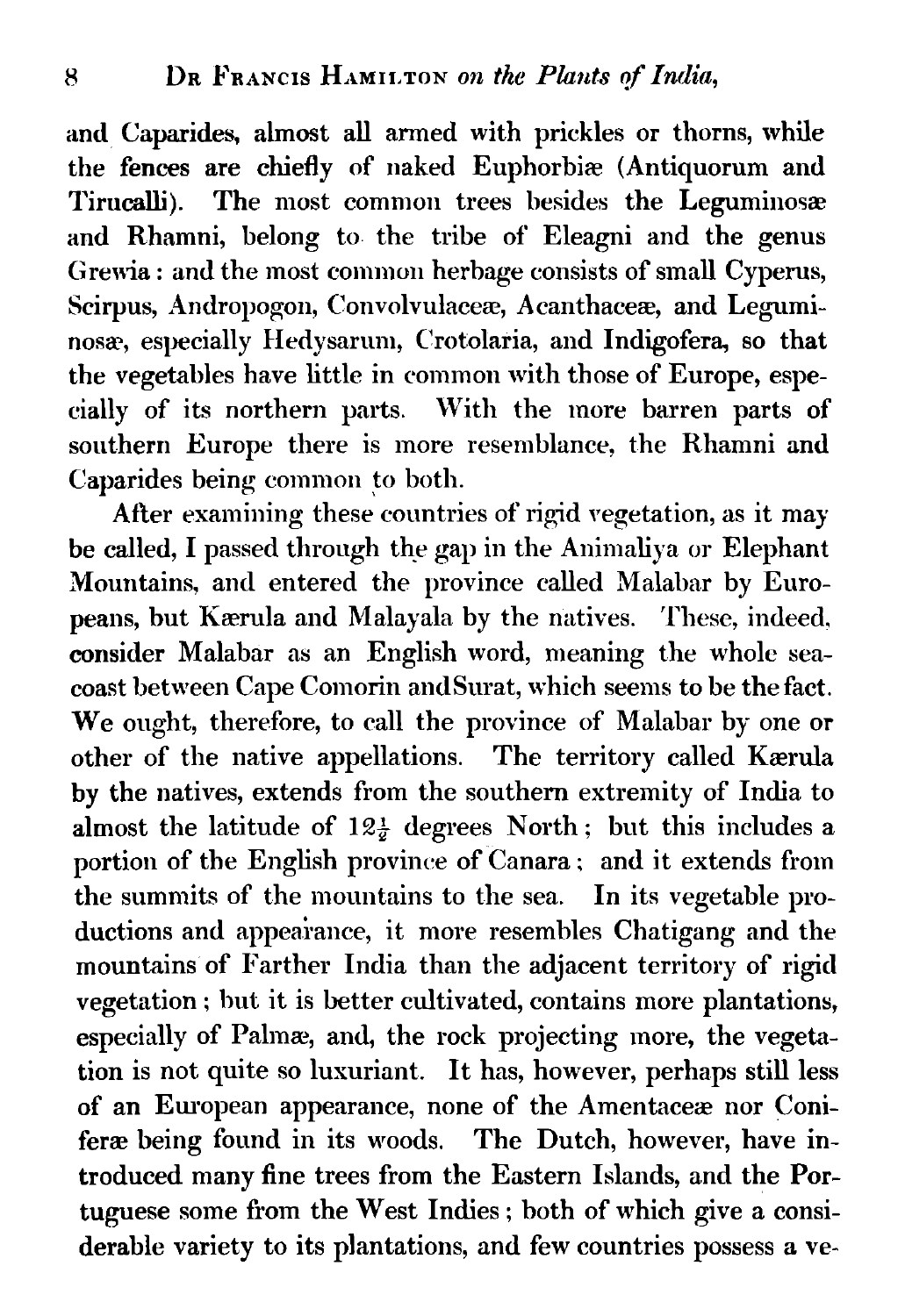and Caparides, almost all armed with prickles or thorns, while the fences are chiefly of naked Euphorbiæ (Antiquorum and Tirucalli). The most common trees besides the Leguminosæ and Rhamni, belong to the tribe of Eleagni and the genus Grewia: and the most common herbage consists of small Cyperus, Scirpus, Andropogon, Convolvulaceæ, Acanthaceæ, and Leguminosæ, especially Hedysarum, Crotolaria, and Indigofera, so that the vegetables have little in common with those of Europe, especially of its northern parts. With the more barren parts of southern Europe there is more resemblance, the Rhamni and Caparides being common to both.

After examining these countries of rigid vegetation, as it may be called, I passed through the gap in the Animaliya or Elephant Mountains, and entered the province called Malabar by Europeans, but Kærula and Malayala by the natives. These, indeed, consider Malabar as an English word, meaning the whole seacoast between Cape Comorin and Surat, which seems to be the fact. We ought, therefore, to call the province of Malabar by one or other of the native appellations. The territory called Kærula by the natives, extends from the southern extremity of India to almost the latitude of $12\frac{1}{2}$ degrees North; but this includes a portion of the English province of Canara; and it extends from the summits of the mountains to the sea. In its vegetable productions and appearance, it more resembles Chatigang and the mountains of Farther India than the adjacent territory of rigid vegetation; but it is better cultivated, contains more plantations, especially of Palmæ, and, the rock projecting more, the vegetation is not quite so luxuriant. It has, however, perhaps still less of an European appearance, none of the Amentaceæ nor Coniferæ being found in its woods. The Dutch, however, have introduced many fine trees from the Eastern Islands, and the Portuguese some from the West Indies; both of which give a considerable variety to its plantations, and few countries possess a ve-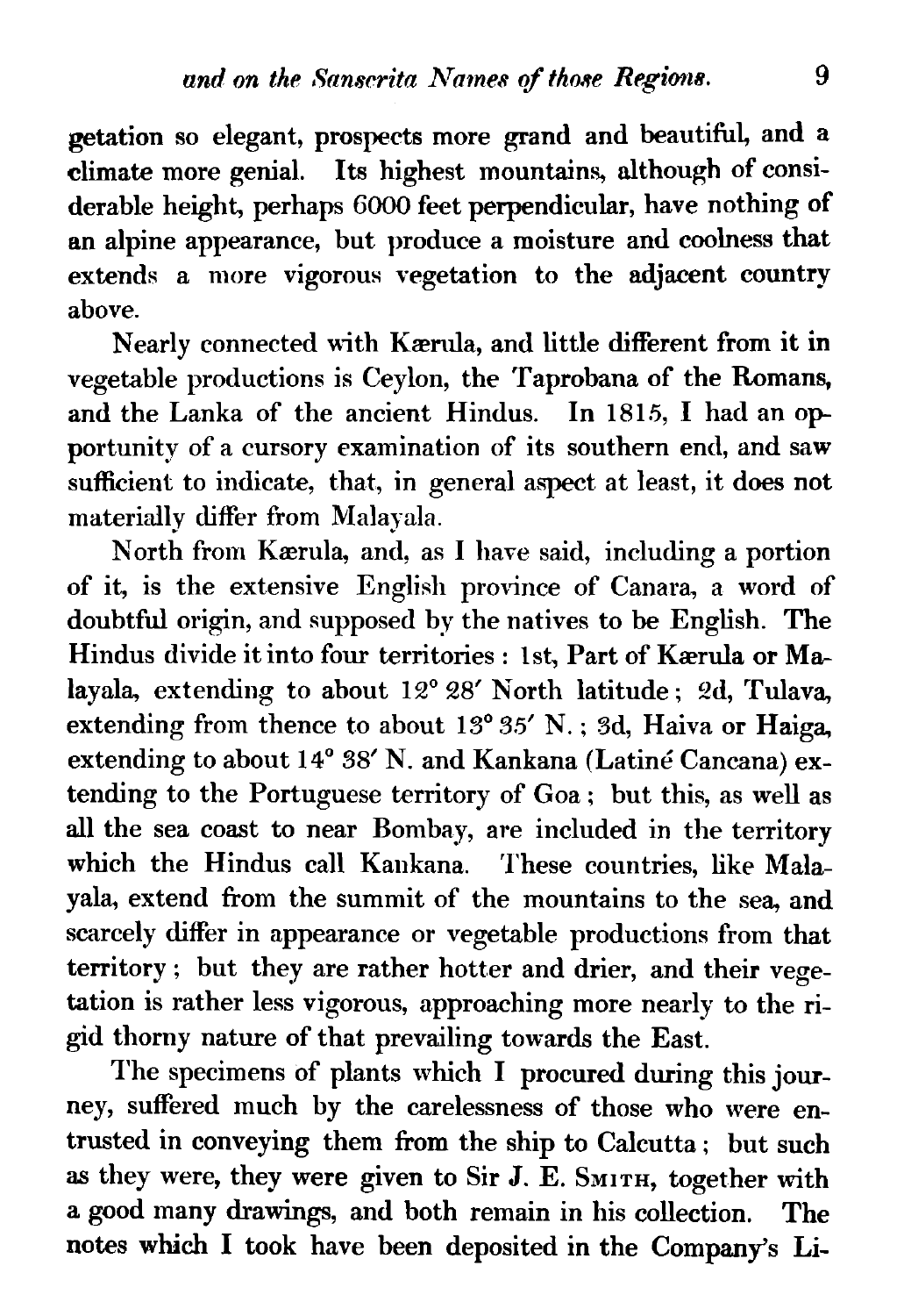getation so elegant, prospects more grand and beautiful, and a climate more genial. Its highest mountains, although of considerable height, perhaps 6000 feet perpendicular, have nothing of an alpine appearance, but produce a moisture and coolness that extends a more vigorous vegetation to the adjacent country above.

Nearly connected with Kærula, and little different from it in vegetable productions is Ceylon, the Taprobana of the Romans, and the Lanka of the ancient Hindus. In 1815, I had an opportunity of a cursory examination of its southern end, and saw sufficient to indicate, that, in general aspect at least, it does not materially differ from Malayala.

North from Kærula, and, as I have said, including a portion of it, is the extensive English province of Canara, a word of doubtful origin, and supposed by the natives to be English. The Hindus divide it into four territories: 1st, Part of Kærula or Malayala, extending to about 12° 28′ North latitude; 2d, Tulava, extending from thence to about 13° 35′ N.; 3d, Haiva or Haiga, extending to about 14° 38′ N. and Kankana (Latinè Cancana) extending to the Portuguese territory of Goa; but this, as well as all the sea coast to near Bombay, are included in the territory which the Hindus call Kankana. These countries, like Malayala, extend from the summit of the mountains to the sea, and scarcely differ in appearance or vegetable productions from that territory; but they are rather hotter and drier, and their vegetation is rather less vigorous, approaching more nearly to the rigid thorny nature of that prevailing towards the East.

The specimens of plants which I procured during this journey, suffered much by the carelessness of those who were entrusted in conveying them from the ship to Calcutta; but such as they were, they were given to Sir J. E. Smith, together with a good many drawings, and both remain in his collection. The notes which I took have been deposited in the Company's Li-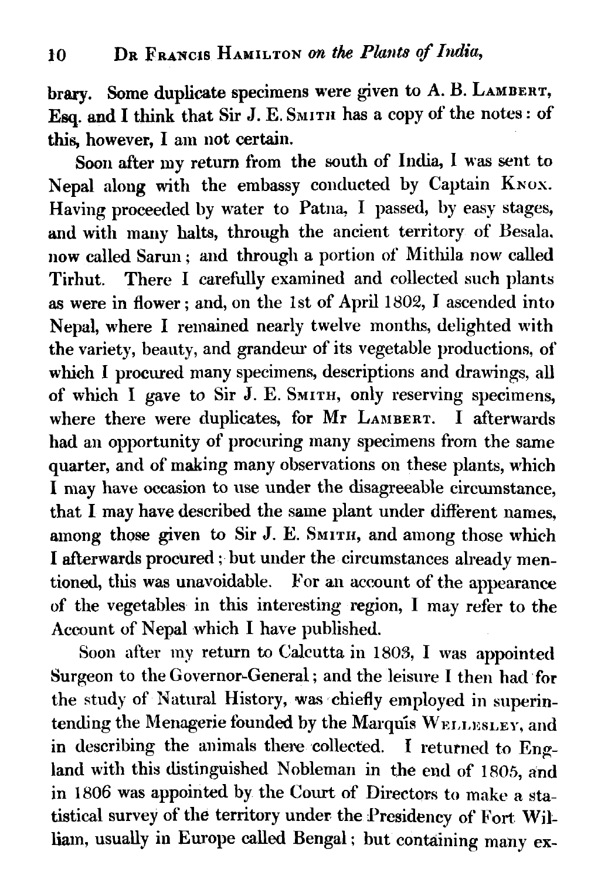brary. Some duplicate specimens were given to A. B. LAMBERT, Esq. and I think that Sir J. E. SMITH has a copy of the notes: of this, however, I am not certain.

Soon after my return from the south of India, I was sent to Nepal along with the embassy conducted by Captain KNOX. Having proceeded by water to Patna, I passed, by easy stages, and with many halts, through the ancient territory of Besala, now called Sarun; and through a portion of Mithila now called Tirhut. There I carefully examined and collected such plants as were in flower; and, on the 1st of April 1802, I ascended into Nepal, where I remained nearly twelve months, delighted with the variety, beauty, and grandeur of its vegetable productions, of which I procured many specimens, descriptions and drawings, all of which I gave to Sir J. E. SMITH, only reserving specimens, where there were duplicates, for Mr LAMBERT. I afterwards had an opportunity of procuring many specimens from the same quarter, and of making many observations on these plants, which I may have occasion to use under the disagreeable circumstance, that I may have described the same plant under different names, among those given to Sir J. E. SMITH, and among those which I afterwards procured; but under the circumstances already mentioned, this was unavoidable. For an account of the appearance of the vegetables in this interesting region, I may refer to the Account of Nepal which I have published.

Soon after my return to Calcutta in 1803, I was appointed Surgeon to the Governor-General; and the leisure I then had for the study of Natural History, was chiefly employed in superintending the Menagerie founded by the Marquis WELLESLEY, and in describing the animals there collected. I returned to England with this distinguished Nobleman in the end of 1805, and in 1806 was appointed by the Court of Directors to make a statistical survey of the territory under the Presidency of Fort William, usually in Europe called Bengal; but containing many ex-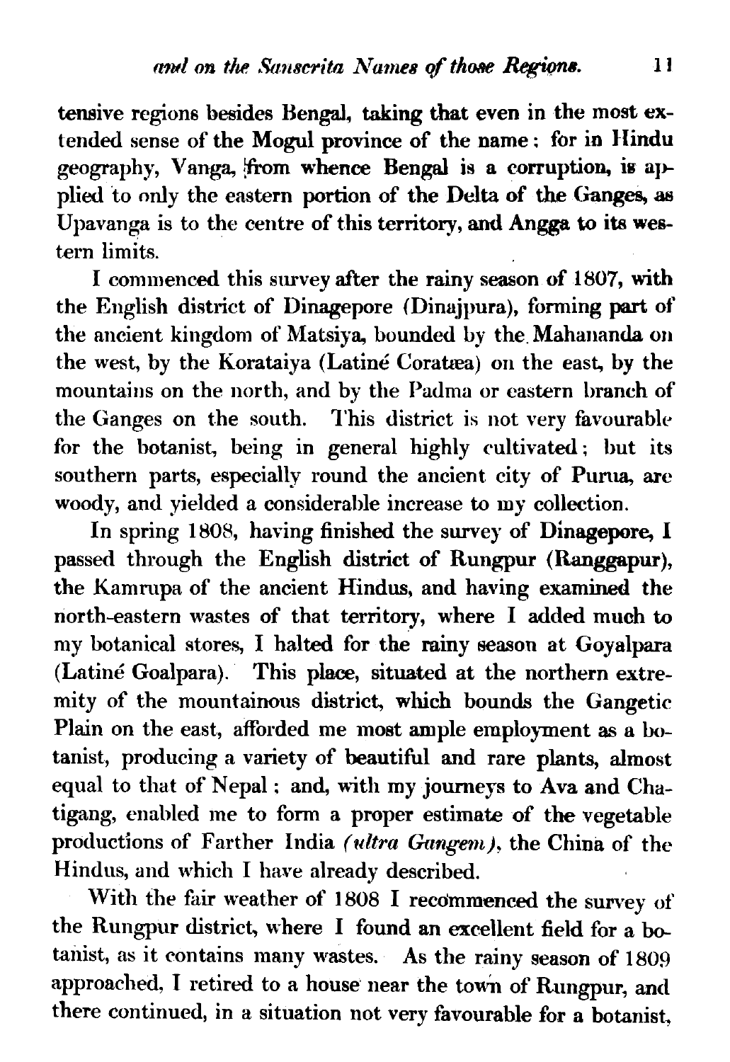tensive regions besides Bengal, taking that even in the most extended sense of the Mogul province of the name: for in Hindu geography, Vanga, from whence Bengal is a corruption, is applied to only the eastern portion of the Delta of the Ganges, as Upavanga is to the centre of this territory, and Angga to its western limits.

I commenced this survey after the rainy season of 1807, with the English district of Dinagepore (Dinajpura), forming part of the ancient kingdom of Matsiya, bounded by the Mahananda on the west, by the Korataiya (Latiné Coratæa) on the east, by the mountains on the north, and by the Padma or eastern branch of the Ganges on the south. This district is not very favourable for the botanist, being in general highly cultivated; but its southern parts, especially round the ancient city of Purua, are woody, and yielded a considerable increase to my collection.

In spring 1808, having finished the survey of Dinagepore, I passed through the English district of Rungpur (Ranggapur), the Kamrupa of the ancient Hindus, and having examined the north-eastern wastes of that territory, where I added much to my botanical stores, I halted for the rainy season at Goyalpara (Latiné Goalpara). This place, situated at the northern extremity of the mountainous district, which bounds the Gangetic Plain on the east, afforded me most ample employment as a botanist, producing a variety of beautiful and rare plants, almost equal to that of Nepal; and, with my journeys to Ava and Chatigang, enabled me to form a proper estimate of the vegetable productions of Farther India *(ultra Gangem)*, the China of the Hindus, and which I have already described.

With the fair weather of 1808 I recommenced the survey of the Rungpur district, where I found an excellent field for a botanist, as it contains many wastes. As the rainy season of 1809 approached, I retired to a house near the town of Rungpur, and there continued, in a situation not very favourable for a botanist,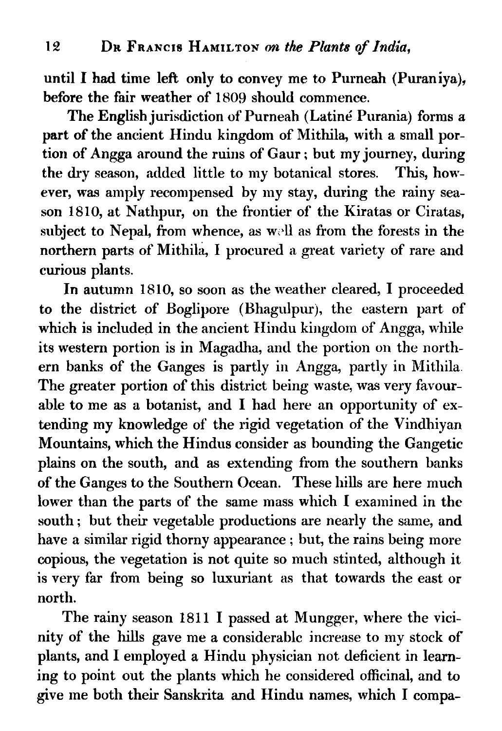until I had time left only to convey me to Purneah (Puraniya), before the fair weather of 1809 should commence.

The English jurisdiction of Purneah (Latiné Purania) forms a part of the ancient Hindu kingdom of Mithila, with a small portion of Angga around the ruins of Gaur; but my journey, during the dry season, added little to my botanical stores. This, however, was amply recompensed by my stay, during the rainy season 1810, at Nathpur, on the frontier of the Kiratas or Ciratas, subject to Nepal, from whence, as well as from the forests in the northern parts of Mithila, I procured a great variety of rare and curious plants.

In autumn 1810, so soon as the weather cleared, I proceeded to the district of Boglipore (Bhagulpur), the eastern part of which is included in the ancient Hindu kingdom of Angga, while its western portion is in Magadha, and the portion on the northern banks of the Ganges is partly in Angga, partly in Mithila. The greater portion of this district being waste, was very favourable to me as a botanist, and I had here an opportunity of extending my knowledge of the rigid vegetation of the Vindhiyan Mountains, which the Hindus consider as bounding the Gangetic plains on the south, and as extending from the southern banks of the Ganges to the Southern Ocean. These hills are here much lower than the parts of the same mass which I examined in the south; but their vegetable productions are nearly the same, and have a similar rigid thorny appearance; but, the rains being more copious, the vegetation is not quite so much stinted, although it is very far from being so luxuriant as that towards the east or north.

The rainy season 1811 I passed at Mungger, where the vicinity of the hills gave me a considerable increase to my stock of plants, and I employed a Hindu physician not deficient in learning to point out the plants which he considered officinal, and to give me both their Sanskrita and Hindu names, which I compa-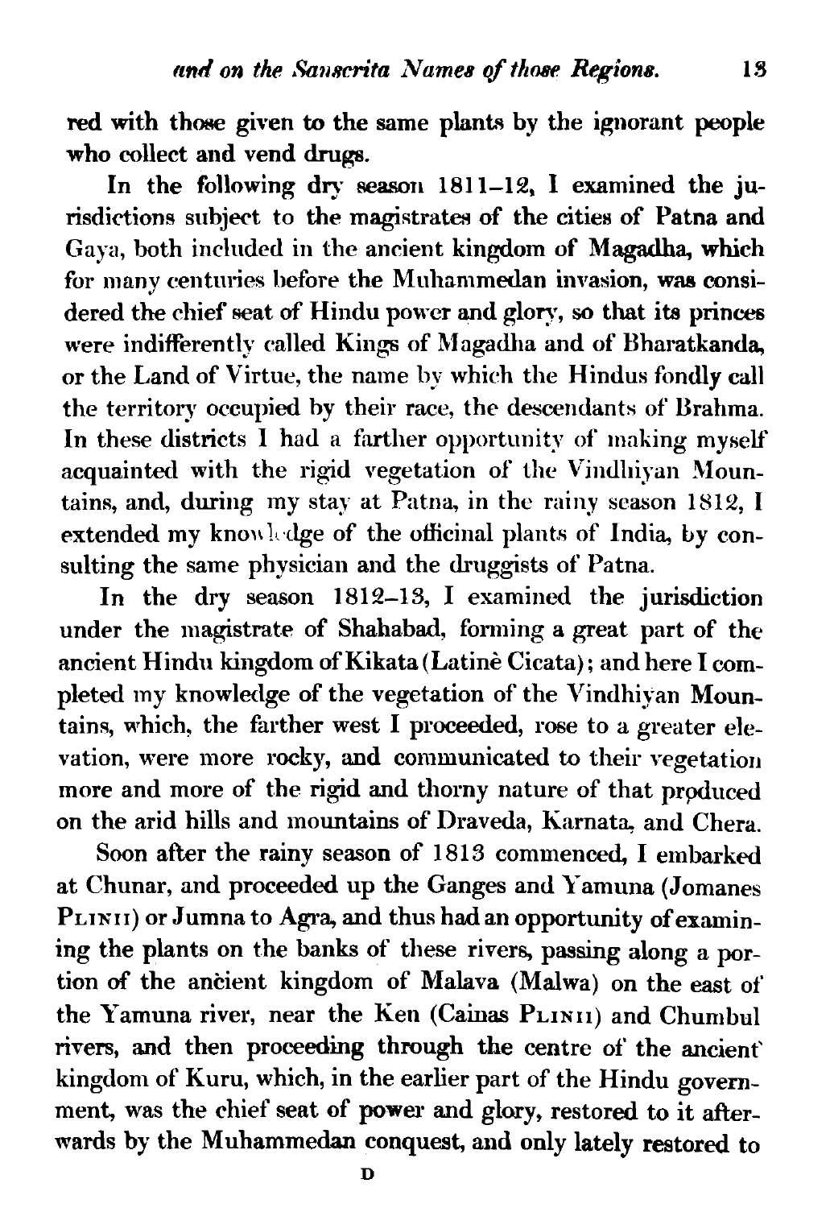red with those given to the same plants by the ignorant people who collect and vend drugs.

In the following dry season 1811–12, I examined the jurisdictions subject to the magistrates of the cities of Patna and Gaya, both included in the ancient kingdom of Magadha, which for many centuries before the Muhammedan invasion, was considered the chief seat of Hindu power and glory, so that its princes were indifferently called Kings of Magadha and of Bharatkanda, or the Land of Virtue, the name by which the Hindus fondly call the territory occupied by their race, the descendants of Brahma. In these districts I had a farther opportunity of making myself acquainted with the rigid vegetation of the Vindhiyan Mountains, and, during my stay at Patna, in the rainy season 1812, I extended my knowledge of the officinal plants of India, by consulting the same physician and the druggists of Patna.

In the dry season 1812–13, I examined the jurisdiction under the magistrate of Shahabad, forming a great part of the ancient Hindu kingdom of Kikata (Latinè Cicata); and here I completed my knowledge of the vegetation of the Vindhiyan Mountains, which, the farther west I proceeded, rose to a greater elevation, were more rocky, and communicated to their vegetation more and more of the rigid and thorny nature of that produced on the arid hills and mountains of Draveda, Karnata, and Chera.

Soon after the rainy season of 1813 commenced, I embarked at Chunar, and proceeded up the Ganges and Yamuna (Jomanes PLINII) or Jumna to Agra, and thus had an opportunity of examining the plants on the banks of these rivers, passing along a portion of the ancient kingdom of Malava (Malwa) on the east of the Yamuna river, near the Ken (Cainas PLINII) and Chumbul rivers, and then proceeding through the centre of the ancient kingdom of Kuru, which, in the earlier part of the Hindu government, was the chief seat of power and glory, restored to it afterwards by the Muhammedan conquest, and only lately restored to

D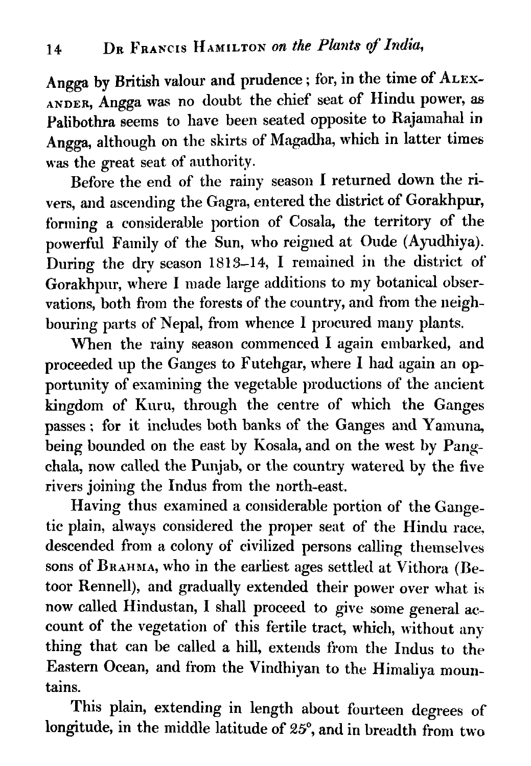Angga by British valour and prudence; for, in the time of ALEXANDER, Angga was no doubt the chief seat of Hindu power, as Palibothra seems to have been seated opposite to Rajamahal in Angga, although on the skirts of Magadha, which in latter times was the great seat of authority.

Before the end of the rainy season I returned down the rivers, and ascending the Gagra, entered the district of Gorakhpur, forming a considerable portion of Cosala, the territory of the powerful Family of the Sun, who reigned at Oude (Ayudhiya). During the dry season 1813–14, I remained in the district of Gorakhpur, where I made large additions to my botanical observations, both from the forests of the country, and from the neighbouring parts of Nepal, from whence I procured many plants.

When the rainy season commenced I again embarked, and proceeded up the Ganges to Futehgar, where I had again an opportunity of examining the vegetable productions of the ancient kingdom of Kuru, through the centre of which the Ganges passes; for it includes both banks of the Ganges and Yamuna, being bounded on the east by Kosala, and on the west by Pangchala, now called the Punjab, or the country watered by the five rivers joining the Indus from the north-east.

Having thus examined a considerable portion of the Gangetic plain, always considered the proper seat of the Hindu race, descended from a colony of civilized persons calling themselves sons of BRAHMA, who in the earliest ages settled at Vithora (Betoor Rennell), and gradually extended their power over what is now called Hindustan, I shall proceed to give some general account of the vegetation of this fertile tract, which, without any thing that can be called a hill, extends from the Indus to the Eastern Ocean, and from the Vindhiyan to the Himaliya mountains.

This plain, extending in length about fourteen degrees of longitude, in the middle latitude of 25°, and in breadth from two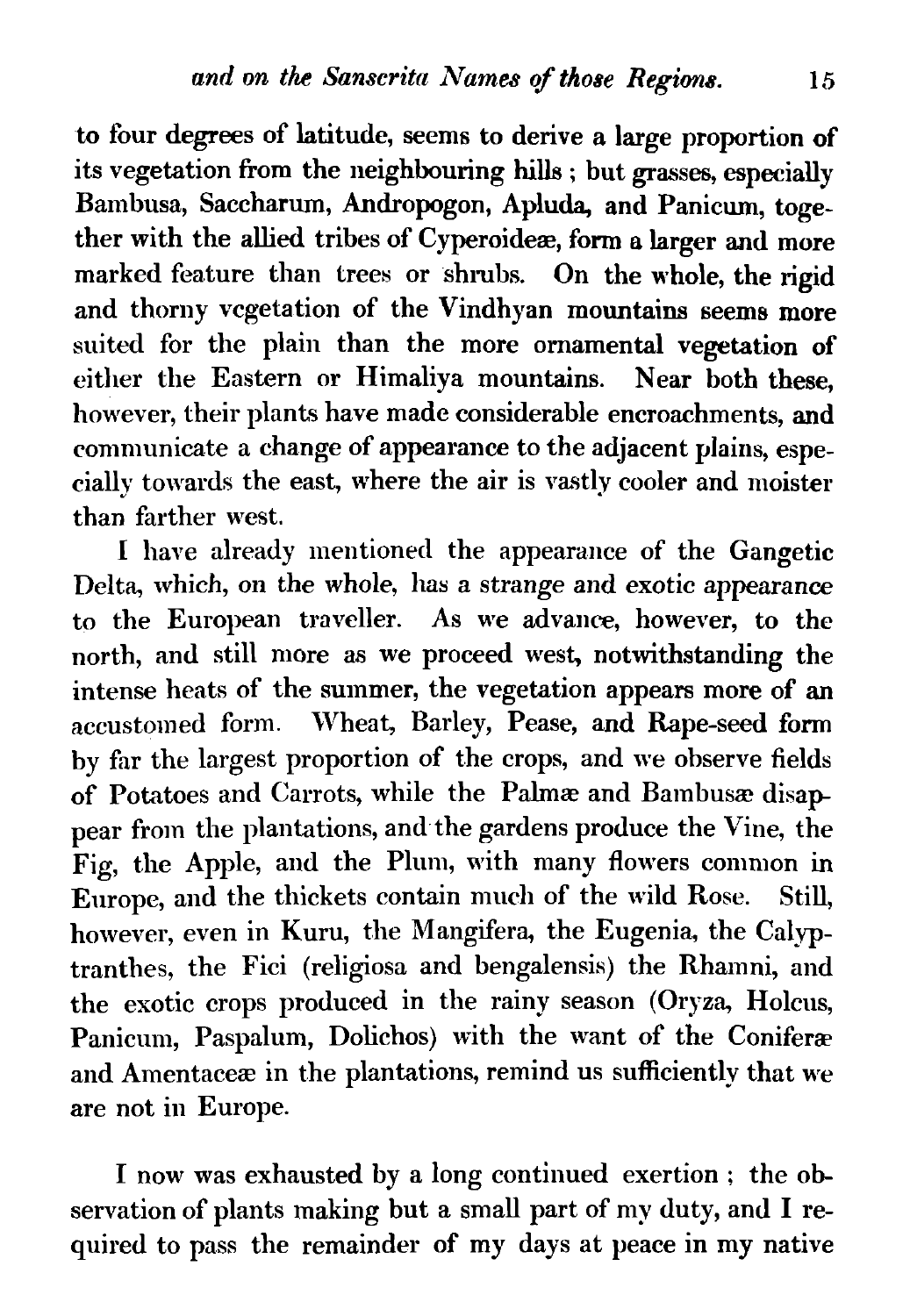to four degrees of latitude, seems to derive a large proportion of its vegetation from the neighbouring hills ; but grasses, especially Bambusa, Saccharum, Andropogon, Apluda, and Panicum, together with the allied tribes of Cyperoideæ, form a larger and more marked feature than trees or shrubs. On the whole, the rigid and thorny vegetation of the Vindhyan mountains seems more suited for the plain than the more ornamental vegetation of either the Eastern or Himaliya mountains. Near both these, however, their plants have made considerable encroachments, and communicate a change of appearance to the adjacent plains, especially towards the east, where the air is vastly cooler and moister than farther west.

I have already mentioned the appearance of the Gangetic Delta, which, on the whole, has a strange and exotic appearance to the European traveller. As we advance, however, to the north, and still more as we proceed west, notwithstanding the intense heats of the summer, the vegetation appears more of an accustomed form. Wheat, Barley, Pease, and Rape-seed form by far the largest proportion of the crops, and we observe fields of Potatoes and Carrots, while the Palmæ and Bambusæ disappear from the plantations, and the gardens produce the Vine, the Fig, the Apple, and the Plum, with many flowers common in Europe, and the thickets contain much of the wild Rose. Still, however, even in Kuru, the Mangifera, the Eugenia, the Calyptranthes, the Fici (religiosa and bengalensis) the Rhamni, and the exotic crops produced in the rainy season (Oryza, Holcus, Panicum, Paspalum, Dolichos) with the want of the Coniferæ and Amentaceæ in the plantations, remind us sufficiently that we are not in Europe.

I now was exhausted by a long continued exertion ; the observation of plants making but a small part of my duty, and I required to pass the remainder of my days at peace in my native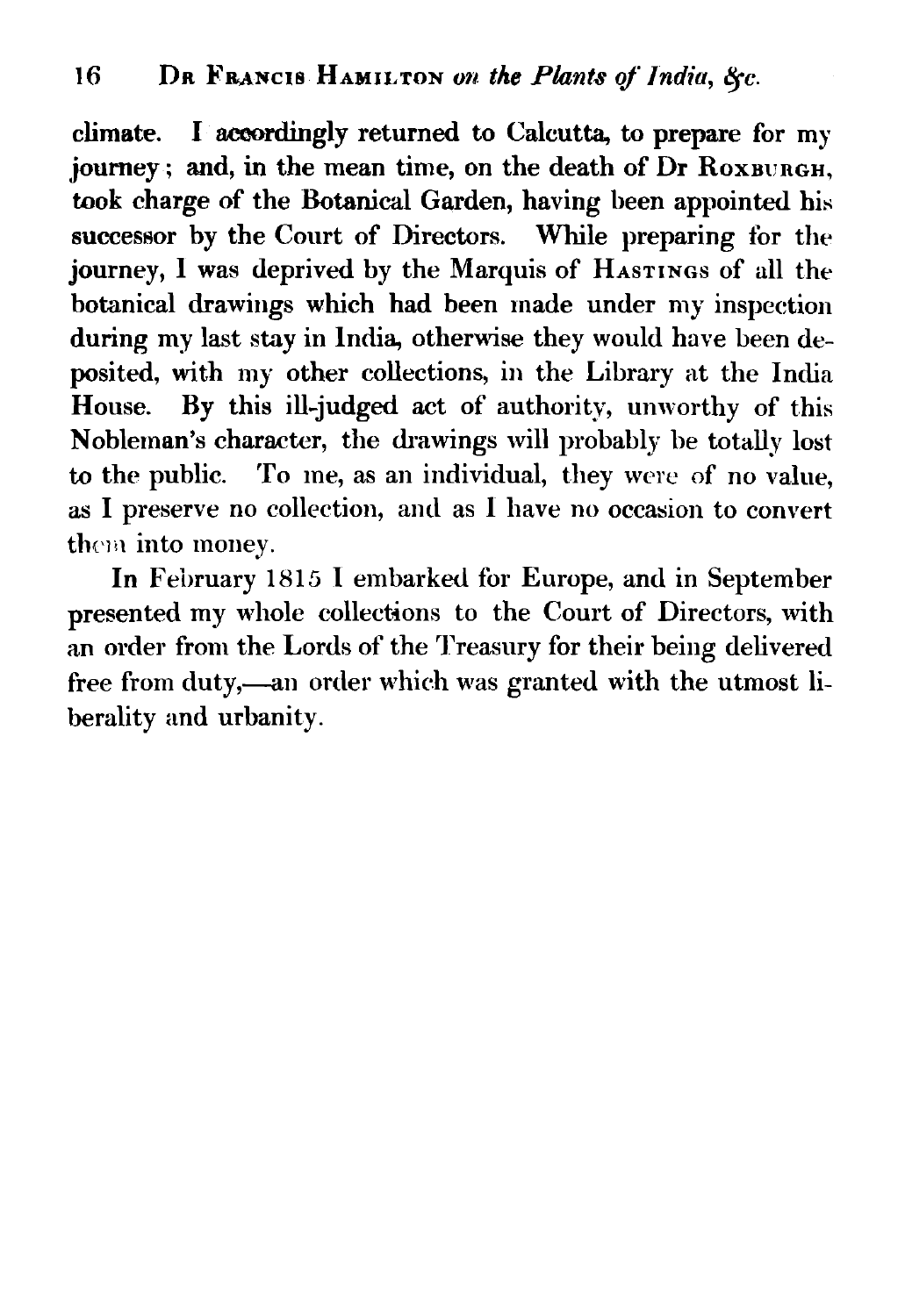climate. I accordingly returned to Calcutta, to prepare for my journey; and, in the mean time, on the death of Dr Roxburgh, took charge of the Botanical Garden, having been appointed his successor by the Court of Directors. While preparing for the journey, I was deprived by the Marquis of Hastings of all the botanical drawings which had been made under my inspection during my last stay in India, otherwise they would have been deposited, with my other collections, in the Library at the India House. By this ill-judged act of authority, unworthy of this Nobleman's character, the drawings will probably be totally lost to the public. To me, as an individual, they were of no value, as I preserve no collection, and as I have no occasion to convert them into money.

In February 1815 I embarked for Europe, and in September presented my whole collections to the Court of Directors, with an order from the Lords of the Treasury for their being delivered free from duty,—an order which was granted with the utmost liberality and urbanity.